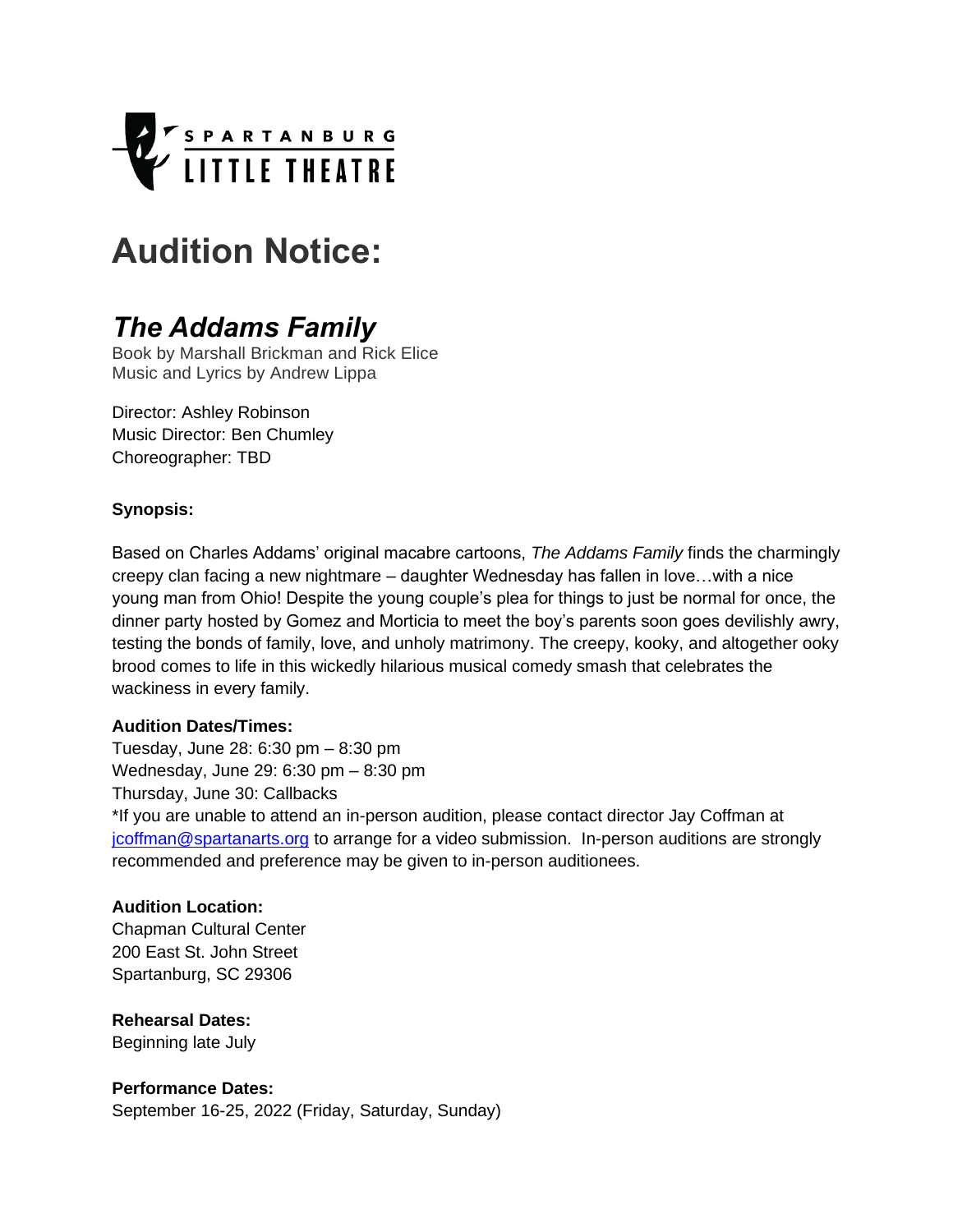SPARTANBURG LITTLE THEATRE

# Audition Notice:

## *The Addams Family*

Book by Marshall Brickman and Rick Elice
Music and Lyrics by Andrew Lippa

Director: Ashley Robinson
Music Director: Ben Chumley
Choreographer: TBD

**Synopsis:**

Based on Charles Addams' original macabre cartoons, *The Addams Family* finds the charmingly creepy clan facing a new nightmare – daughter Wednesday has fallen in love…with a nice young man from Ohio! Despite the young couple's plea for things to just be normal for once, the dinner party hosted by Gomez and Morticia to meet the boy's parents soon goes devilishly awry, testing the bonds of family, love, and unholy matrimony. The creepy, kooky, and altogether ooky brood comes to life in this wickedly hilarious musical comedy smash that celebrates the wackiness in every family.

**Audition Dates/Times:**
Tuesday, June 28: 6:30 pm – 8:30 pm
Wednesday, June 29: 6:30 pm – 8:30 pm
Thursday, June 30: Callbacks
*If you are unable to attend an in-person audition, please contact director Jay Coffman at jcoffman@spartanarts.org to arrange for a video submission. In-person auditions are strongly recommended and preference may be given to in-person auditionees.

**Audition Location:**
Chapman Cultural Center
200 East St. John Street
Spartanburg, SC 29306

**Rehearsal Dates:**
Beginning late July

**Performance Dates:**
September 16-25, 2022 (Friday, Saturday, Sunday)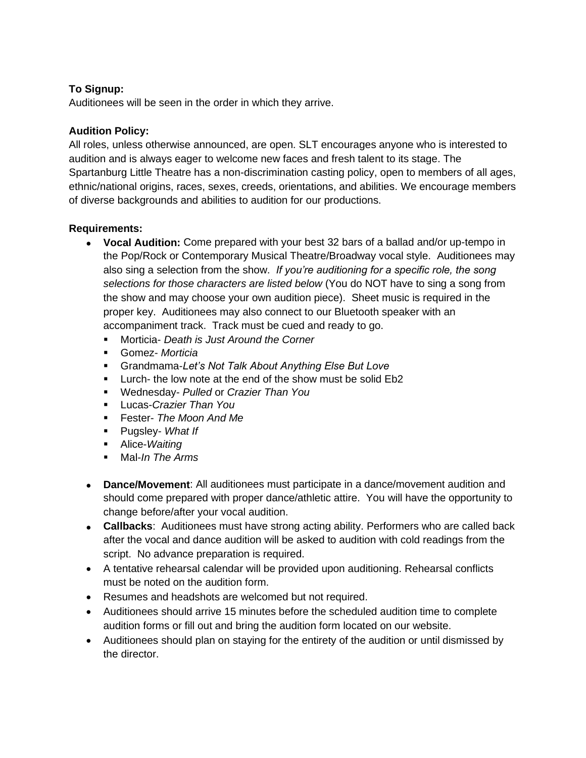**To Signup:**
Auditionees will be seen in the order in which they arrive.

**Audition Policy:**
All roles, unless otherwise announced, are open. SLT encourages anyone who is interested to audition and is always eager to welcome new faces and fresh talent to its stage. The Spartanburg Little Theatre has a non-discrimination casting policy, open to members of all ages, ethnic/national origins, races, sexes, creeds, orientations, and abilities. We encourage members of diverse backgrounds and abilities to audition for our productions.

**Requirements:**

- **Vocal Audition:** Come prepared with your best 32 bars of a ballad and/or up-tempo in the Pop/Rock or Contemporary Musical Theatre/Broadway vocal style. Auditionees may also sing a selection from the show. *If you're auditioning for a specific role, the song selections for those characters are listed below* (You do NOT have to sing a song from the show and may choose your own audition piece). Sheet music is required in the proper key. Auditionees may also connect to our Bluetooth speaker with an accompaniment track. Track must be cued and ready to go.
  - Morticia- *Death is Just Around the Corner*
  - Gomez- *Morticia*
  - Grandmama-*Let's Not Talk About Anything Else But Love*
  - Lurch- the low note at the end of the show must be solid Eb2
  - Wednesday- *Pulled* or *Crazier Than You*
  - Lucas-*Crazier Than You*
  - Fester- *The Moon And Me*
  - Pugsley- *What If*
  - Alice-*Waiting*
  - Mal-*In The Arms*
- **Dance/Movement**: All auditionees must participate in a dance/movement audition and should come prepared with proper dance/athletic attire. You will have the opportunity to change before/after your vocal audition.
- **Callbacks**: Auditionees must have strong acting ability. Performers who are called back after the vocal and dance audition will be asked to audition with cold readings from the script. No advance preparation is required.
- A tentative rehearsal calendar will be provided upon auditioning. Rehearsal conflicts must be noted on the audition form.
- Resumes and headshots are welcomed but not required.
- Auditionees should arrive 15 minutes before the scheduled audition time to complete audition forms or fill out and bring the audition form located on our website.
- Auditionees should plan on staying for the entirety of the audition or until dismissed by the director.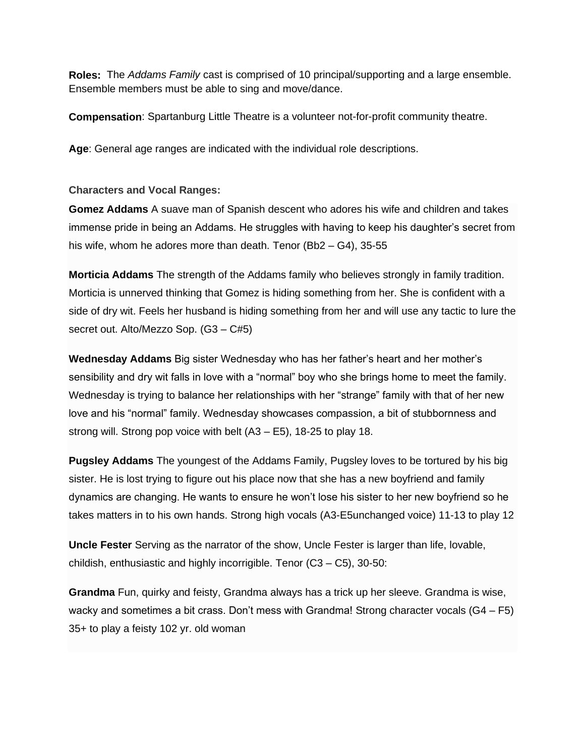**Roles:** The *Addams Family* cast is comprised of 10 principal/supporting and a large ensemble. Ensemble members must be able to sing and move/dance.

**Compensation**: Spartanburg Little Theatre is a volunteer not-for-profit community theatre.

**Age**: General age ranges are indicated with the individual role descriptions.

**Characters and Vocal Ranges:**

**Gomez Addams** A suave man of Spanish descent who adores his wife and children and takes immense pride in being an Addams. He struggles with having to keep his daughter's secret from his wife, whom he adores more than death. Tenor (Bb2 – G4), 35-55

**Morticia Addams** The strength of the Addams family who believes strongly in family tradition. Morticia is unnerved thinking that Gomez is hiding something from her. She is confident with a side of dry wit. Feels her husband is hiding something from her and will use any tactic to lure the secret out. Alto/Mezzo Sop. (G3 – C#5)

**Wednesday Addams** Big sister Wednesday who has her father's heart and her mother's sensibility and dry wit falls in love with a "normal" boy who she brings home to meet the family. Wednesday is trying to balance her relationships with her "strange" family with that of her new love and his "normal" family. Wednesday showcases compassion, a bit of stubbornness and strong will. Strong pop voice with belt (A3 – E5), 18-25 to play 18.

**Pugsley Addams** The youngest of the Addams Family, Pugsley loves to be tortured by his big sister. He is lost trying to figure out his place now that she has a new boyfriend and family dynamics are changing. He wants to ensure he won't lose his sister to her new boyfriend so he takes matters in to his own hands. Strong high vocals (A3-E5unchanged voice) 11-13 to play 12

**Uncle Fester** Serving as the narrator of the show, Uncle Fester is larger than life, lovable, childish, enthusiastic and highly incorrigible. Tenor (C3 – C5), 30-50:

**Grandma** Fun, quirky and feisty, Grandma always has a trick up her sleeve. Grandma is wise, wacky and sometimes a bit crass. Don't mess with Grandma! Strong character vocals (G4 – F5) 35+ to play a feisty 102 yr. old woman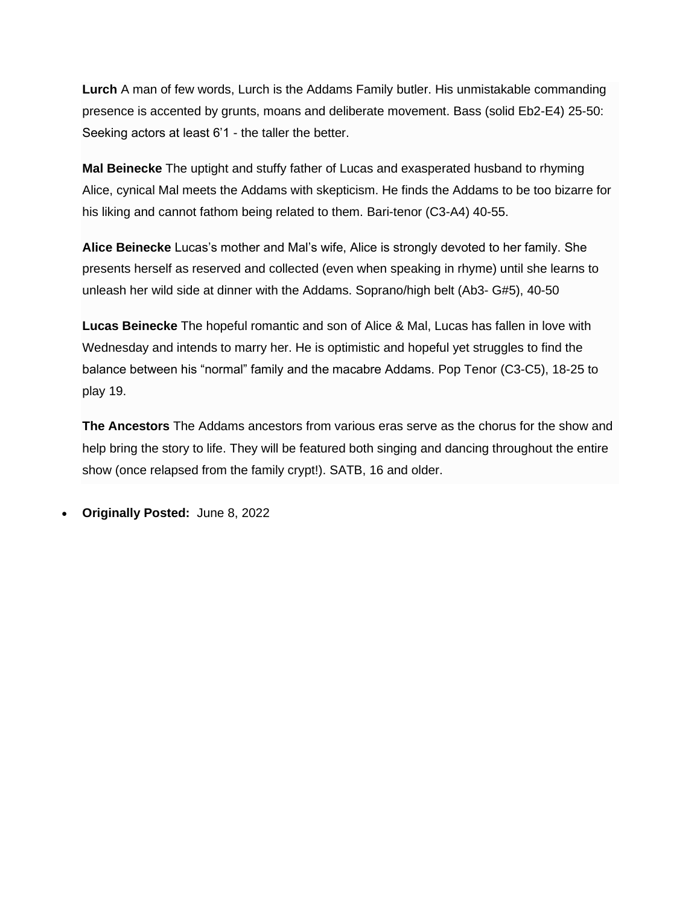**Lurch** A man of few words, Lurch is the Addams Family butler. His unmistakable commanding presence is accented by grunts, moans and deliberate movement. Bass (solid Eb2-E4) 25-50: Seeking actors at least 6'1 - the taller the better.

**Mal Beinecke** The uptight and stuffy father of Lucas and exasperated husband to rhyming Alice, cynical Mal meets the Addams with skepticism. He finds the Addams to be too bizarre for his liking and cannot fathom being related to them. Bari-tenor (C3-A4) 40-55.

**Alice Beinecke** Lucas's mother and Mal's wife, Alice is strongly devoted to her family. She presents herself as reserved and collected (even when speaking in rhyme) until she learns to unleash her wild side at dinner with the Addams. Soprano/high belt (Ab3- G#5), 40-50

**Lucas Beinecke** The hopeful romantic and son of Alice & Mal, Lucas has fallen in love with Wednesday and intends to marry her. He is optimistic and hopeful yet struggles to find the balance between his "normal" family and the macabre Addams. Pop Tenor (C3-C5), 18-25 to play 19.

**The Ancestors** The Addams ancestors from various eras serve as the chorus for the show and help bring the story to life. They will be featured both singing and dancing throughout the entire show (once relapsed from the family crypt!). SATB, 16 and older.

- **Originally Posted:** June 8, 2022